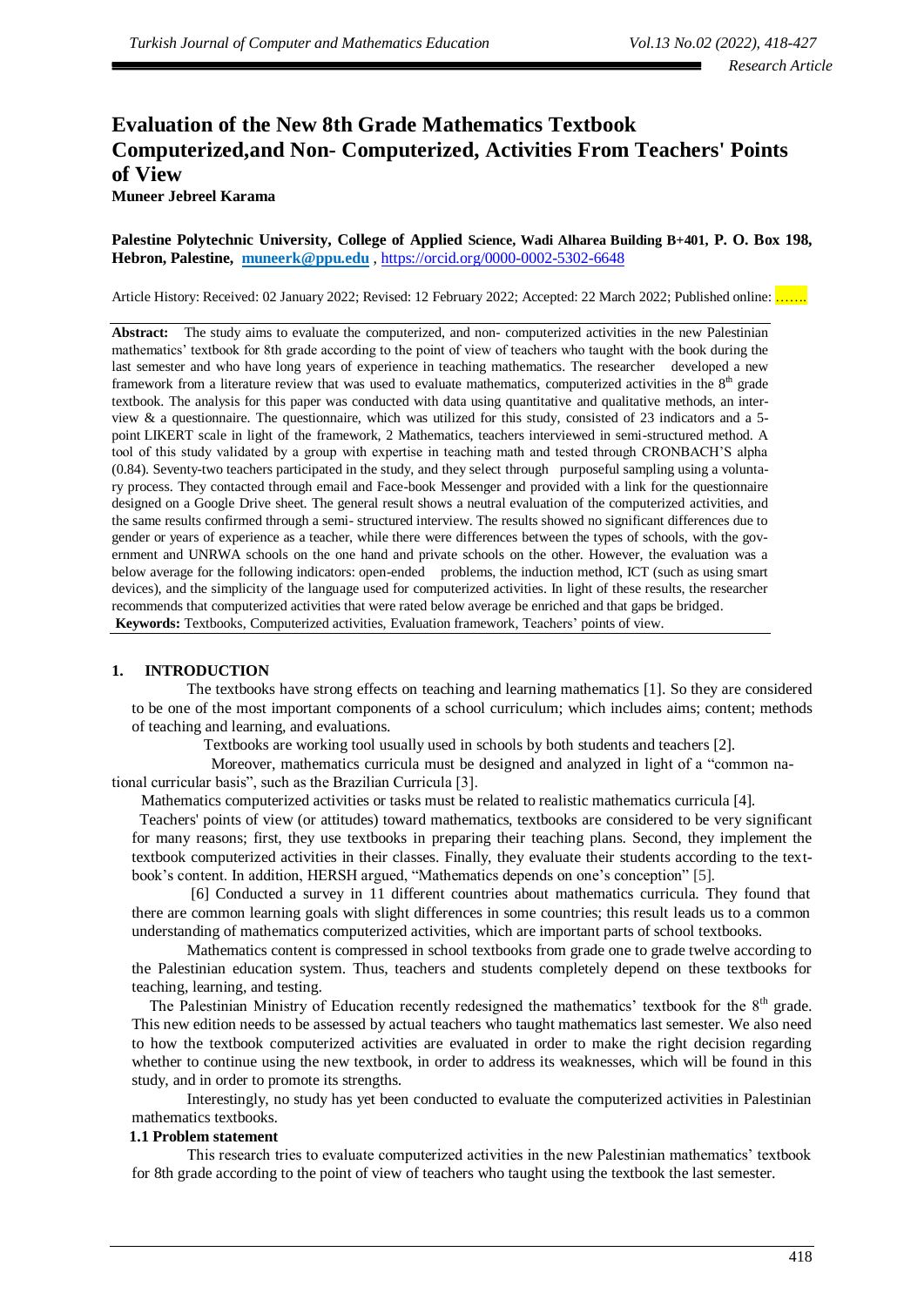*Research Article*

# Evaluation of the New 8th Grade Mathematics Textbook Computerized,and Non- Computerized, Activities From Teachers' Points of View

**Muneer Jebreel Karama**

**Palestine Polytechnic University, College of Applied Science, Wadi Alharea Building B+401, P. O. Box 198, Hebron, Palestine, muneerk@ppu.edu** , https://orcid.org/0000-0002-5302-6648

Article History: Received: 02 January 2022; Revised: 12 February 2022; Accepted: 22 March 2022; Published online: …….

**Abstract:** The study aims to evaluate the computerized, and non- computerized activities in the new Palestinian mathematics' textbook for 8th grade according to the point of view of teachers who taught with the book during the last semester and who have long years of experience in teaching mathematics. The researcher developed a new framework from a literature review that was used to evaluate mathematics, computerized activities in the 8th grade textbook. The analysis for this paper was conducted with data using quantitative and qualitative methods, an interview & a questionnaire. The questionnaire, which was utilized for this study, consisted of 23 indicators and a 5-point LIKERT scale in light of the framework, 2 Mathematics, teachers interviewed in semi-structured method. A tool of this study validated by a group with expertise in teaching math and tested through CRONBACH'S alpha (0.84). Seventy-two teachers participated in the study, and they select through purposeful sampling using a voluntary process. They contacted through email and Face-book Messenger and provided with a link for the questionnaire designed on a Google Drive sheet. The general result shows a neutral evaluation of the computerized activities, and the same results confirmed through a semi- structured interview. The results showed no significant differences due to gender or years of experience as a teacher, while there were differences between the types of schools, with the government and UNRWA schools on the one hand and private schools on the other. However, the evaluation was a below average for the following indicators: open-ended problems, the induction method, ICT (such as using smart devices), and the simplicity of the language used for computerized activities. In light of these results, the researcher recommends that computerized activities that were rated below average be enriched and that gaps be bridged.

**Keywords:** Textbooks, Computerized activities, Evaluation framework, Teachers' points of view.

## 1. INTRODUCTION

The textbooks have strong effects on teaching and learning mathematics [1]. So they are considered to be one of the most important components of a school curriculum; which includes aims; content; methods of teaching and learning, and evaluations.

Textbooks are working tool usually used in schools by both students and teachers [2].

Moreover, mathematics curricula must be designed and analyzed in light of a "common national curricular basis", such as the Brazilian Curricula [3].

Mathematics computerized activities or tasks must be related to realistic mathematics curricula [4].

Teachers' points of view (or attitudes) toward mathematics, textbooks are considered to be very significant for many reasons; first, they use textbooks in preparing their teaching plans. Second, they implement the textbook computerized activities in their classes. Finally, they evaluate their students according to the textbook's content. In addition, HERSH argued, "Mathematics depends on one's conception" [5].

[6] Conducted a survey in 11 different countries about mathematics curricula. They found that there are common learning goals with slight differences in some countries; this result leads us to a common understanding of mathematics computerized activities, which are important parts of school textbooks.

Mathematics content is compressed in school textbooks from grade one to grade twelve according to the Palestinian education system. Thus, teachers and students completely depend on these textbooks for teaching, learning, and testing.

The Palestinian Ministry of Education recently redesigned the mathematics' textbook for the 8th grade. This new edition needs to be assessed by actual teachers who taught mathematics last semester. We also need to how the textbook computerized activities are evaluated in order to make the right decision regarding whether to continue using the new textbook, in order to address its weaknesses, which will be found in this study, and in order to promote its strengths.

Interestingly, no study has yet been conducted to evaluate the computerized activities in Palestinian mathematics textbooks.

### 1.1 Problem statement

This research tries to evaluate computerized activities in the new Palestinian mathematics' textbook for 8th grade according to the point of view of teachers who taught using the textbook the last semester.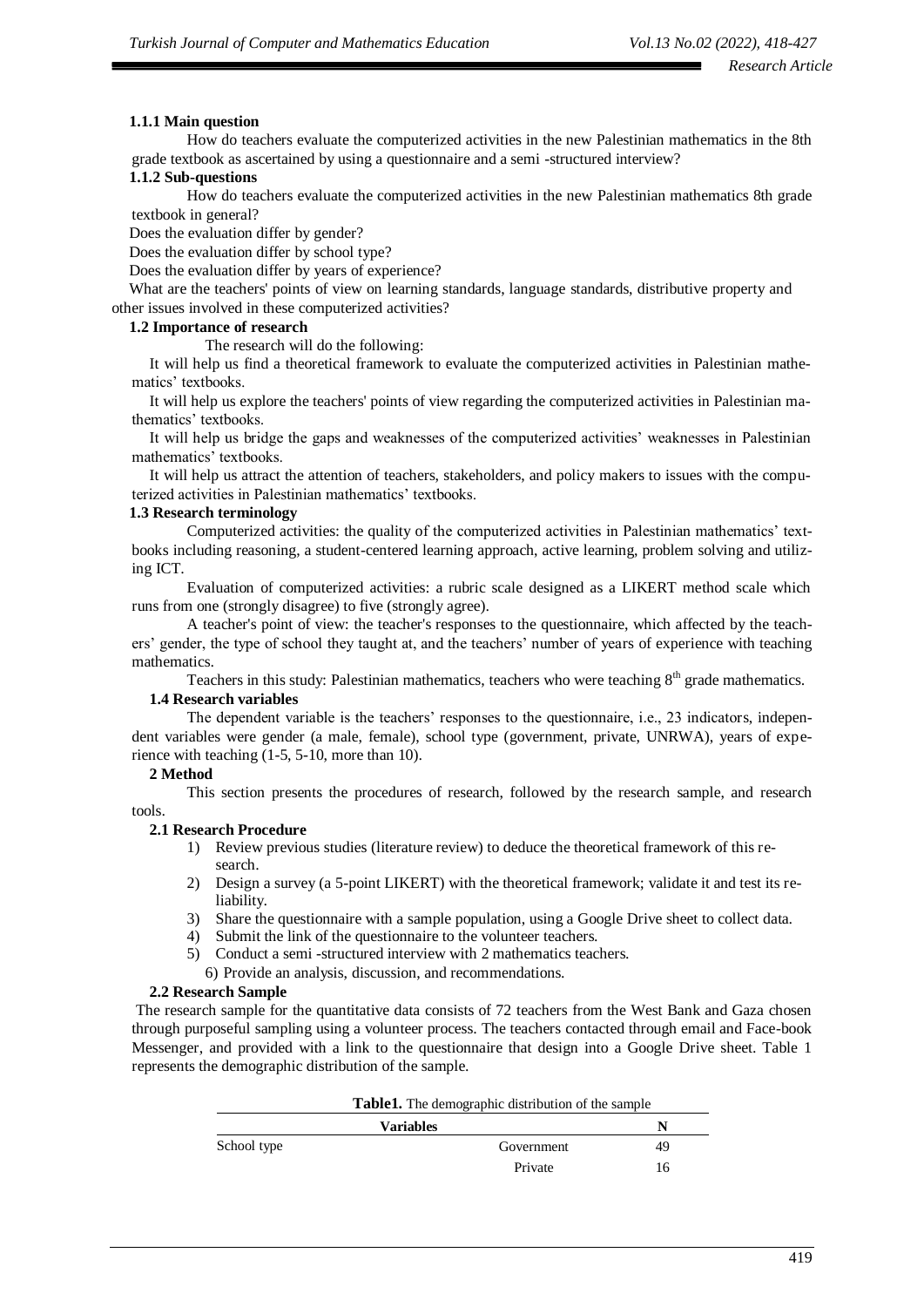### 1.1.1 Main question

How do teachers evaluate the computerized activities in the new Palestinian mathematics in the 8th grade textbook as ascertained by using a questionnaire and a semi -structured interview?

### 1.1.2 Sub-questions

How do teachers evaluate the computerized activities in the new Palestinian mathematics 8th grade textbook in general?

Does the evaluation differ by gender?

Does the evaluation differ by school type?

Does the evaluation differ by years of experience?

What are the teachers' points of view on learning standards, language standards, distributive property and other issues involved in these computerized activities?

### 1.2 Importance of research

The research will do the following:

It will help us find a theoretical framework to evaluate the computerized activities in Palestinian mathematics' textbooks.

It will help us explore the teachers' points of view regarding the computerized activities in Palestinian mathematics' textbooks.

It will help us bridge the gaps and weaknesses of the computerized activities' weaknesses in Palestinian mathematics' textbooks.

It will help us attract the attention of teachers, stakeholders, and policy makers to issues with the computerized activities in Palestinian mathematics' textbooks.

### 1.3 Research terminology

Computerized activities: the quality of the computerized activities in Palestinian mathematics' textbooks including reasoning, a student-centered learning approach, active learning, problem solving and utilizing ICT.

Evaluation of computerized activities: a rubric scale designed as a LIKERT method scale which runs from one (strongly disagree) to five (strongly agree).

A teacher's point of view: the teacher's responses to the questionnaire, which affected by the teachers' gender, the type of school they taught at, and the teachers' number of years of experience with teaching mathematics.

Teachers in this study: Palestinian mathematics, teachers who were teaching 8th grade mathematics.

### 1.4 Research variables

The dependent variable is the teachers' responses to the questionnaire, i.e., 23 indicators, independent variables were gender (a male, female), school type (government, private, UNRWA), years of experience with teaching (1-5, 5-10, more than 10).

## 2 Method

This section presents the procedures of research, followed by the research sample, and research tools.

### 2.1 Research Procedure

1) Review previous studies (literature review) to deduce the theoretical framework of this research.
2) Design a survey (a 5-point LIKERT) with the theoretical framework; validate it and test its reliability.
3) Share the questionnaire with a sample population, using a Google Drive sheet to collect data.
4) Submit the link of the questionnaire to the volunteer teachers.
5) Conduct a semi -structured interview with 2 mathematics teachers.
6) Provide an analysis, discussion, and recommendations.

### 2.2 Research Sample

The research sample for the quantitative data consists of 72 teachers from the West Bank and Gaza chosen through purposeful sampling using a volunteer process. The teachers contacted through email and Face-book Messenger, and provided with a link to the questionnaire that design into a Google Drive sheet. Table 1 represents the demographic distribution of the sample.

**Table1.** The demographic distribution of the sample

| Variables | | N |
|---|---|---|
| School type | Government | 49 |
| | Private | 16 |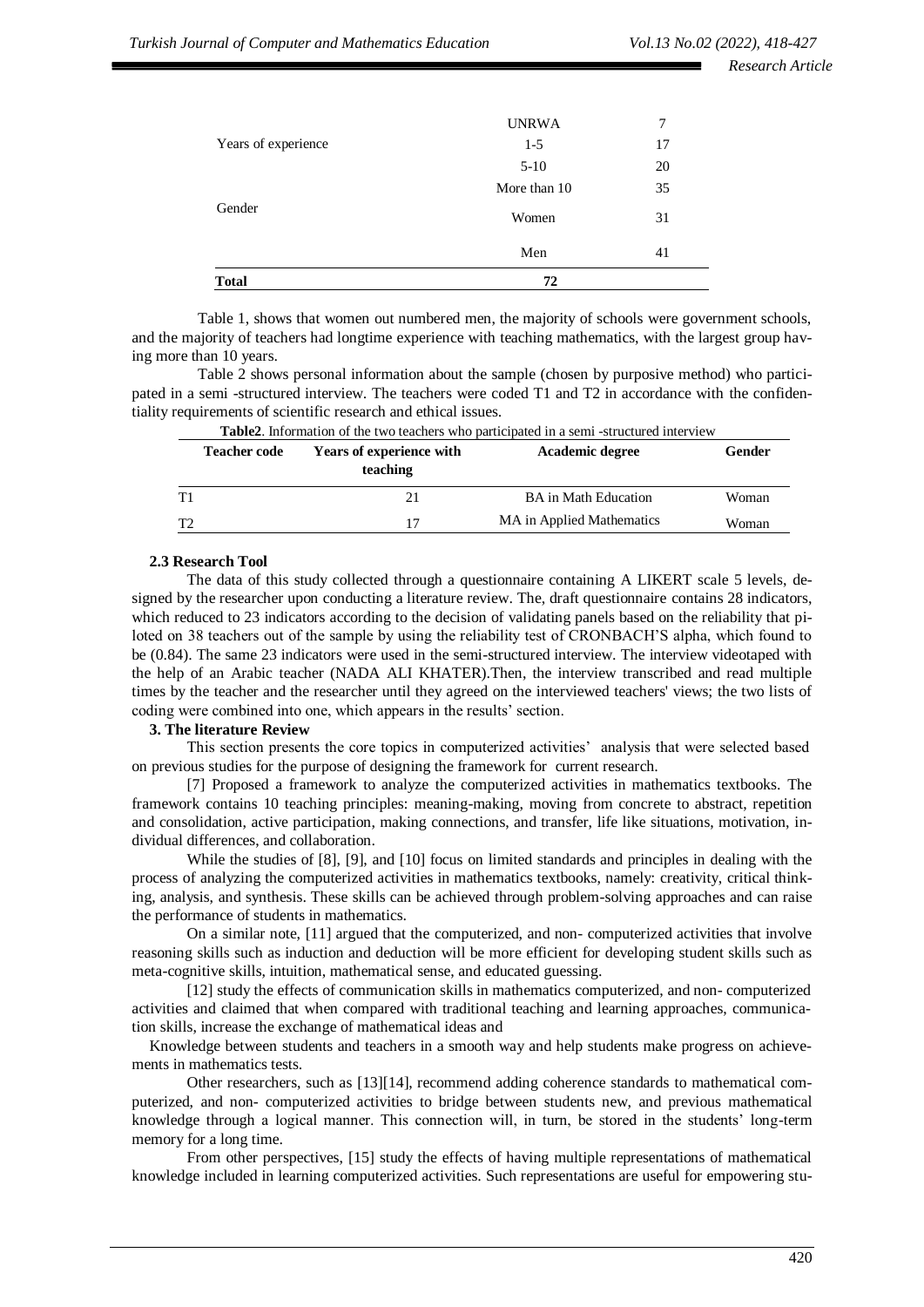| | | |
|---|---|---|
| | UNRWA | 7 |
| Years of experience | 1-5 | 17 |
| | 5-10 | 20 |
| | More than 10 | 35 |
| Gender | Women | 31 |
| | Men | 41 |
| **Total** | **72** | |

Table 1, shows that women out numbered men, the majority of schools were government schools, and the majority of teachers had longtime experience with teaching mathematics, with the largest group having more than 10 years.

Table 2 shows personal information about the sample (chosen by purposive method) who participated in a semi -structured interview. The teachers were coded T1 and T2 in accordance with the confidentiality requirements of scientific research and ethical issues.

**Table2**. Information of the two teachers who participated in a semi -structured interview

| Teacher code | Years of experience with teaching | Academic degree | Gender |
|---|---|---|---|
| T1 | 21 | BA in Math Education | Woman |
| T2 | 17 | MA in Applied Mathematics | Woman |

### 2.3 Research Tool

The data of this study collected through a questionnaire containing A LIKERT scale 5 levels, designed by the researcher upon conducting a literature review. The, draft questionnaire contains 28 indicators, which reduced to 23 indicators according to the decision of validating panels based on the reliability that piloted on 38 teachers out of the sample by using the reliability test of CRONBACH'S alpha, which found to be (0.84). The same 23 indicators were used in the semi-structured interview. The interview videotaped with the help of an Arabic teacher (NADA ALI KHATER).Then, the interview transcribed and read multiple times by the teacher and the researcher until they agreed on the interviewed teachers' views; the two lists of coding were combined into one, which appears in the results' section.

## 3. The literature Review

This section presents the core topics in computerized activities' analysis that were selected based on previous studies for the purpose of designing the framework for current research.

[7] Proposed a framework to analyze the computerized activities in mathematics textbooks. The framework contains 10 teaching principles: meaning-making, moving from concrete to abstract, repetition and consolidation, active participation, making connections, and transfer, life like situations, motivation, individual differences, and collaboration.

While the studies of [8], [9], and [10] focus on limited standards and principles in dealing with the process of analyzing the computerized activities in mathematics textbooks, namely: creativity, critical thinking, analysis, and synthesis. These skills can be achieved through problem-solving approaches and can raise the performance of students in mathematics.

On a similar note, [11] argued that the computerized, and non- computerized activities that involve reasoning skills such as induction and deduction will be more efficient for developing student skills such as meta-cognitive skills, intuition, mathematical sense, and educated guessing.

[12] study the effects of communication skills in mathematics computerized, and non- computerized activities and claimed that when compared with traditional teaching and learning approaches, communication skills, increase the exchange of mathematical ideas and

Knowledge between students and teachers in a smooth way and help students make progress on achievements in mathematics tests.

Other researchers, such as [13][14], recommend adding coherence standards to mathematical computerized, and non- computerized activities to bridge between students new, and previous mathematical knowledge through a logical manner. This connection will, in turn, be stored in the students' long-term memory for a long time.

From other perspectives, [15] study the effects of having multiple representations of mathematical knowledge included in learning computerized activities. Such representations are useful for empowering stu-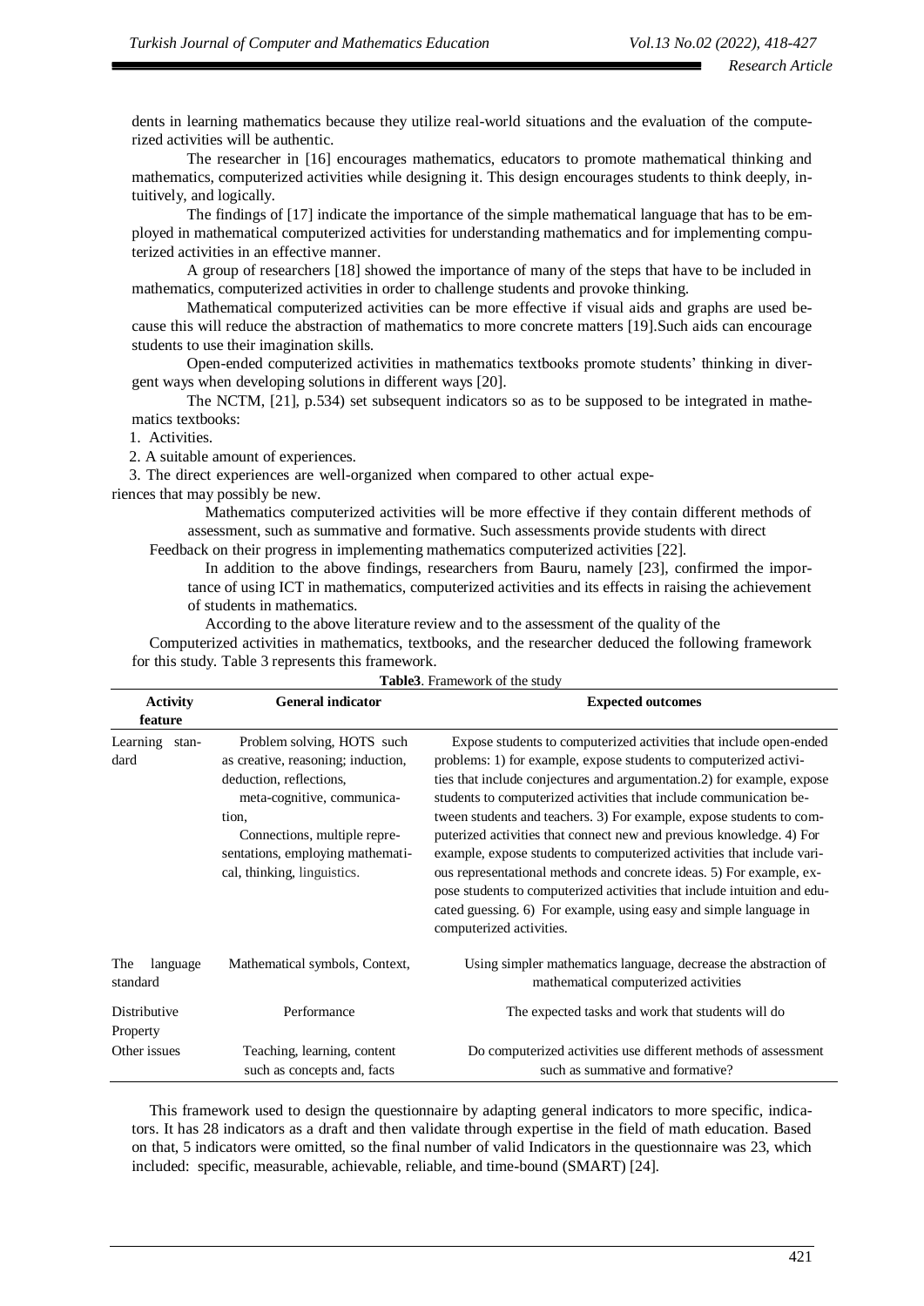dents in learning mathematics because they utilize real-world situations and the evaluation of the computerized activities will be authentic.

The researcher in [16] encourages mathematics, educators to promote mathematical thinking and mathematics, computerized activities while designing it. This design encourages students to think deeply, intuitively, and logically.

The findings of [17] indicate the importance of the simple mathematical language that has to be employed in mathematical computerized activities for understanding mathematics and for implementing computerized activities in an effective manner.

A group of researchers [18] showed the importance of many of the steps that have to be included in mathematics, computerized activities in order to challenge students and provoke thinking.

Mathematical computerized activities can be more effective if visual aids and graphs are used because this will reduce the abstraction of mathematics to more concrete matters [19].Such aids can encourage students to use their imagination skills.

Open-ended computerized activities in mathematics textbooks promote students' thinking in divergent ways when developing solutions in different ways [20].

The NCTM, [21], p.534) set subsequent indicators so as to be supposed to be integrated in mathematics textbooks:

1. Activities.
2. A suitable amount of experiences.
3. The direct experiences are well-organized when compared to other actual experiences that may possibly be new.

Mathematics computerized activities will be more effective if they contain different methods of assessment, such as summative and formative. Such assessments provide students with direct Feedback on their progress in implementing mathematics computerized activities [22].

In addition to the above findings, researchers from Bauru, namely [23], confirmed the importance of using ICT in mathematics, computerized activities and its effects in raising the achievement of students in mathematics.

According to the above literature review and to the assessment of the quality of the Computerized activities in mathematics, textbooks, and the researcher deduced the following framework for this study. Table 3 represents this framework.

**Table3**. Framework of the study

| Activity feature | General indicator | Expected outcomes |
|---|---|---|
| Learning standard | Problem solving, HOTS such as creative, reasoning; induction, deduction, reflections, meta-cognitive, communication, Connections, multiple representations, employing mathematical, thinking, linguistics. | Expose students to computerized activities that include open-ended problems: 1) for example, expose students to computerized activities that include conjectures and argumentation.2) for example, expose students to computerized activities that include communication between students and teachers. 3) For example, expose students to computerized activities that connect new and previous knowledge. 4) For example, expose students to computerized activities that include various representational methods and concrete ideas. 5) For example, expose students to computerized activities that include intuition and educated guessing. 6) For example, using easy and simple language in computerized activities. |
| The language standard | Mathematical symbols, Context, | Using simpler mathematics language, decrease the abstraction of mathematical computerized activities |
| Distributive Property | Performance | The expected tasks and work that students will do |
| Other issues | Teaching, learning, content such as concepts and, facts | Do computerized activities use different methods of assessment such as summative and formative? |

This framework used to design the questionnaire by adapting general indicators to more specific, indicators. It has 28 indicators as a draft and then validate through expertise in the field of math education. Based on that, 5 indicators were omitted, so the final number of valid Indicators in the questionnaire was 23, which included: specific, measurable, achievable, reliable, and time-bound (SMART) [24].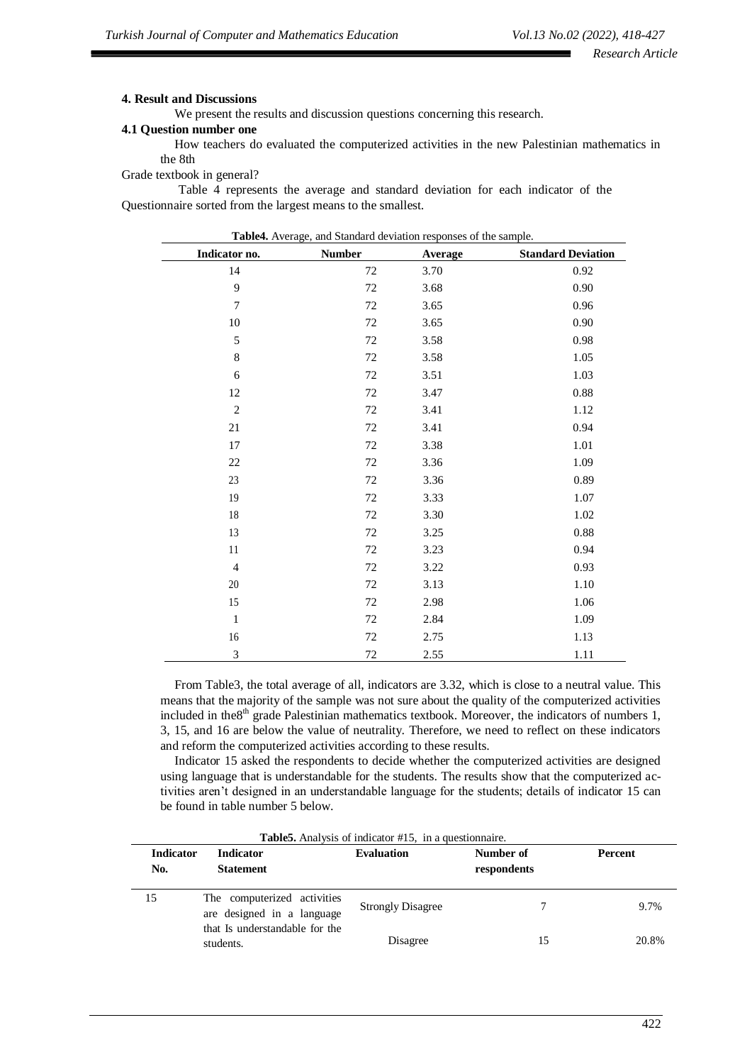## 4. Result and Discussions

We present the results and discussion questions concerning this research.

### 4.1 Question number one

How teachers do evaluated the computerized activities in the new Palestinian mathematics in the 8th Grade textbook in general?

Table 4 represents the average and standard deviation for each indicator of the Questionnaire sorted from the largest means to the smallest.

**Table4.** Average, and Standard deviation responses of the sample.

| Indicator no. | Number | Average | Standard Deviation |
|---|---|---|---|
| 14 | 72 | 3.70 | 0.92 |
| 9 | 72 | 3.68 | 0.90 |
| 7 | 72 | 3.65 | 0.96 |
| 10 | 72 | 3.65 | 0.90 |
| 5 | 72 | 3.58 | 0.98 |
| 8 | 72 | 3.58 | 1.05 |
| 6 | 72 | 3.51 | 1.03 |
| 12 | 72 | 3.47 | 0.88 |
| 2 | 72 | 3.41 | 1.12 |
| 21 | 72 | 3.41 | 0.94 |
| 17 | 72 | 3.38 | 1.01 |
| 22 | 72 | 3.36 | 1.09 |
| 23 | 72 | 3.36 | 0.89 |
| 19 | 72 | 3.33 | 1.07 |
| 18 | 72 | 3.30 | 1.02 |
| 13 | 72 | 3.25 | 0.88 |
| 11 | 72 | 3.23 | 0.94 |
| 4 | 72 | 3.22 | 0.93 |
| 20 | 72 | 3.13 | 1.10 |
| 15 | 72 | 2.98 | 1.06 |
| 1 | 72 | 2.84 | 1.09 |
| 16 | 72 | 2.75 | 1.13 |
| 3 | 72 | 2.55 | 1.11 |

From Table3, the total average of all, indicators are 3.32, which is close to a neutral value. This means that the majority of the sample was not sure about the quality of the computerized activities included in the8th grade Palestinian mathematics textbook. Moreover, the indicators of numbers 1, 3, 15, and 16 are below the value of neutrality. Therefore, we need to reflect on these indicators and reform the computerized activities according to these results.

Indicator 15 asked the respondents to decide whether the computerized activities are designed using language that is understandable for the students. The results show that the computerized activities aren't designed in an understandable language for the students; details of indicator 15 can be found in table number 5 below.

**Table5.** Analysis of indicator #15, in a questionnaire.

| Indicator No. | Indicator Statement | Evaluation | Number of respondents | Percent |
|---|---|---|---|---|
| 15 | The computerized activities are designed in a language that Is understandable for the students. | Strongly Disagree | 7 | 9.7% |
| | | Disagree | 15 | 20.8% |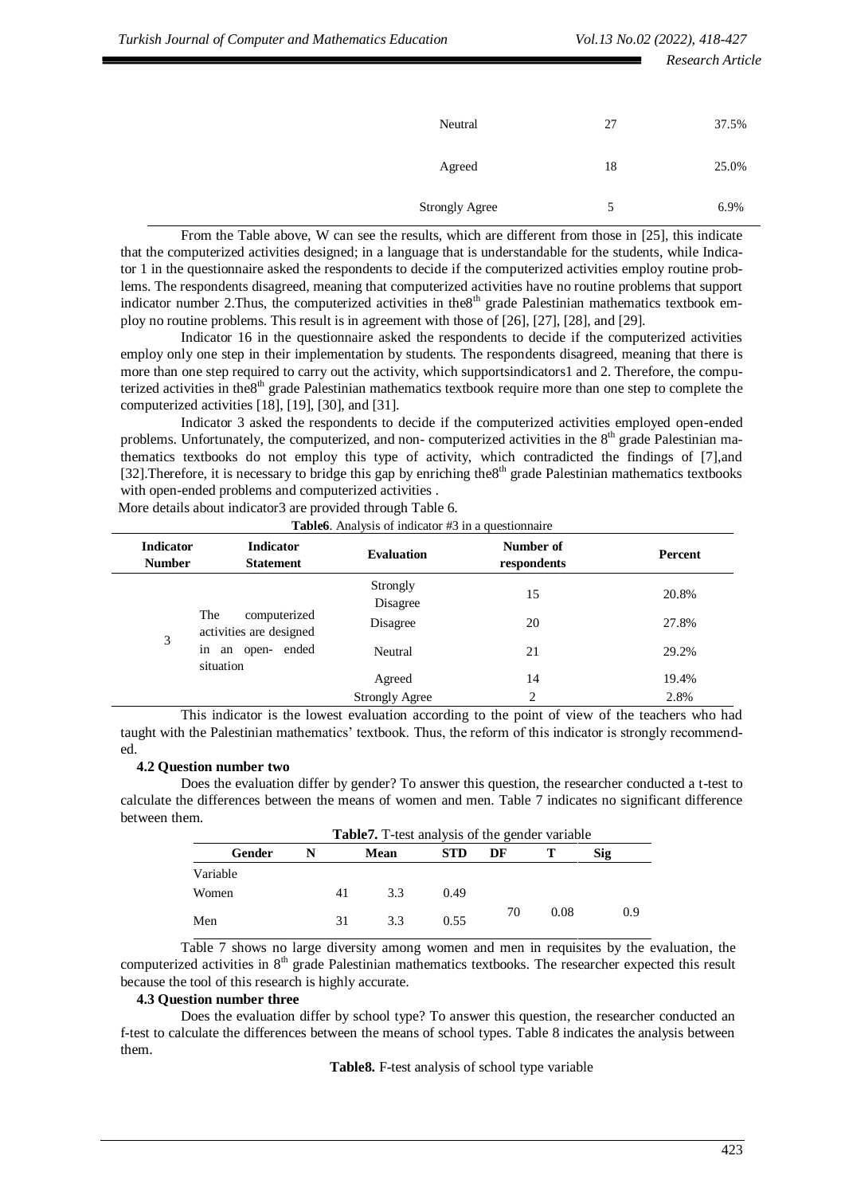| | | |
|---|---|---|
| Neutral | 27 | 37.5% |
| Agreed | 18 | 25.0% |
| Strongly Agree | 5 | 6.9% |

From the Table above, W can see the results, which are different from those in [25], this indicate that the computerized activities designed; in a language that is understandable for the students, while Indicator 1 in the questionnaire asked the respondents to decide if the computerized activities employ routine problems. The respondents disagreed, meaning that computerized activities have no routine problems that support indicator number 2.Thus, the computerized activities in the8th grade Palestinian mathematics textbook employ no routine problems. This result is in agreement with those of [26], [27], [28], and [29].

Indicator 16 in the questionnaire asked the respondents to decide if the computerized activities employ only one step in their implementation by students. The respondents disagreed, meaning that there is more than one step required to carry out the activity, which supportsindicators1 and 2. Therefore, the computerized activities in the8th grade Palestinian mathematics textbook require more than one step to complete the computerized activities [18], [19], [30], and [31].

Indicator 3 asked the respondents to decide if the computerized activities employed open-ended problems. Unfortunately, the computerized, and non- computerized activities in the 8th grade Palestinian mathematics textbooks do not employ this type of activity, which contradicted the findings of [7],and [32].Therefore, it is necessary to bridge this gap by enriching the8th grade Palestinian mathematics textbooks with open-ended problems and computerized activities .

More details about indicator3 are provided through Table 6.

**Table6**. Analysis of indicator #3 in a questionnaire

| Indicator Number | Indicator Statement | Evaluation | Number of respondents | Percent |
|---|---|---|---|---|
| 3 | The computerized activities are designed in an open- ended situation | Strongly Disagree | 15 | 20.8% |
| | | Disagree | 20 | 27.8% |
| | | Neutral | 21 | 29.2% |
| | | Agreed | 14 | 19.4% |
| | | Strongly Agree | 2 | 2.8% |

This indicator is the lowest evaluation according to the point of view of the teachers who had taught with the Palestinian mathematics' textbook. Thus, the reform of this indicator is strongly recommended.

### 4.2 Question number two

Does the evaluation differ by gender? To answer this question, the researcher conducted a t-test to calculate the differences between the means of women and men. Table 7 indicates no significant difference between them.

**Table7.** T-test analysis of the gender variable

| Gender Variable | N | Mean | STD | DF | T | Sig |
|---|---|---|---|---|---|---|
| Women | 41 | 3.3 | 0.49 | 70 | 0.08 | 0.9 |
| Men | 31 | 3.3 | 0.55 | | | |

Table 7 shows no large diversity among women and men in requisites by the evaluation, the computerized activities in 8th grade Palestinian mathematics textbooks. The researcher expected this result because the tool of this research is highly accurate.

### 4.3 Question number three

Does the evaluation differ by school type? To answer this question, the researcher conducted an f-test to calculate the differences between the means of school types. Table 8 indicates the analysis between them.

**Table8.** F-test analysis of school type variable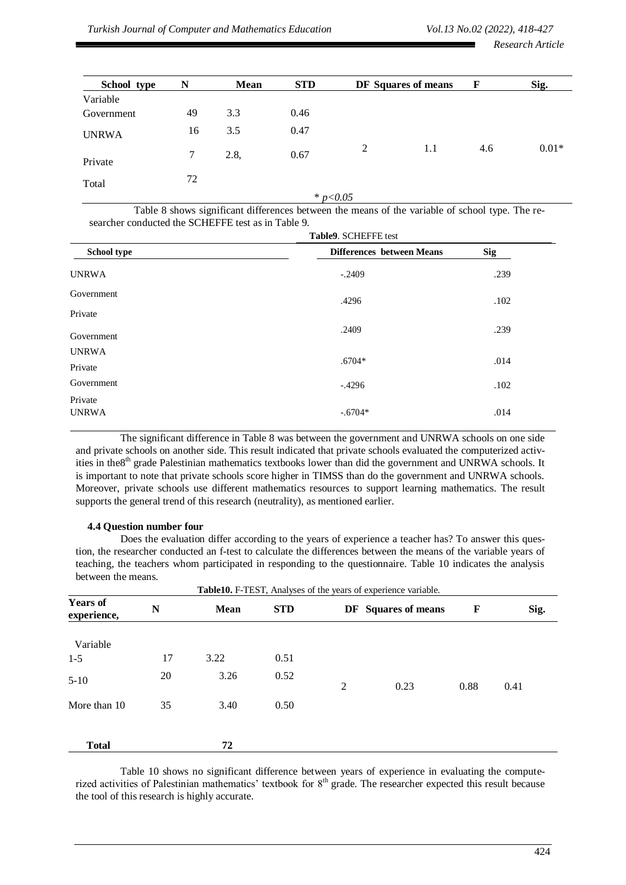| School type | N | Mean | STD | DF | Squares of means | F | Sig. |
|---|---|---|---|---|---|---|---|
| Variable | | | | | | | |
| Government | 49 | 3.3 | 0.46 | | | | |
| UNRWA | 16 | 3.5 | 0.47 | | | | |
| Private | 7 | 2.8, | 0.67 | 2 | 1.1 | 4.6 | 0.01* |
| Total | 72 | | | | | | |

* $p<0.05$

Table 8 shows significant differences between the means of the variable of school type. The researcher conducted the SCHEFFE test as in Table 9.

**Table9**. SCHEFFE test

| School type | | Differences between Means | Sig |
|---|---|---|---|
| UNRWA | Government | -.2409 | .239 |
| | Private | .4296 | .102 |
| Government | UNRWA | .2409 | .239 |
| | Private | .6704* | .014 |
| Government | Private | -.4296 | .102 |
| UNRWA | Private | -.6704* | .014 |

The significant difference in Table 8 was between the government and UNRWA schools on one side and private schools on another side. This result indicated that private schools evaluated the computerized activities in the8th grade Palestinian mathematics textbooks lower than did the government and UNRWA schools. It is important to note that private schools score higher in TIMSS than do the government and UNRWA schools. Moreover, private schools use different mathematics resources to support learning mathematics. The result supports the general trend of this research (neutrality), as mentioned earlier.

### 4.4 Question number four

Does the evaluation differ according to the years of experience a teacher has? To answer this question, the researcher conducted an f-test to calculate the differences between the means of the variable years of teaching, the teachers whom participated in responding to the questionnaire. Table 10 indicates the analysis between the means.

**Table10.** F-TEST, Analyses of the years of experience variable.

| Years of experience, | N | Mean | STD | DF | Squares of means | F | Sig. |
|---|---|---|---|---|---|---|---|
| Variable | | | | | | | |
| 1-5 | 17 | 3.22 | 0.51 | | | | |
| 5-10 | 20 | 3.26 | 0.52 | 2 | 0.23 | 0.88 | 0.41 |
| More than 10 | 35 | 3.40 | 0.50 | | | | |
| **Total** | | 72 | | | | | |

Table 10 shows no significant difference between years of experience in evaluating the computerized activities of Palestinian mathematics' textbook for 8th grade. The researcher expected this result because the tool of this research is highly accurate.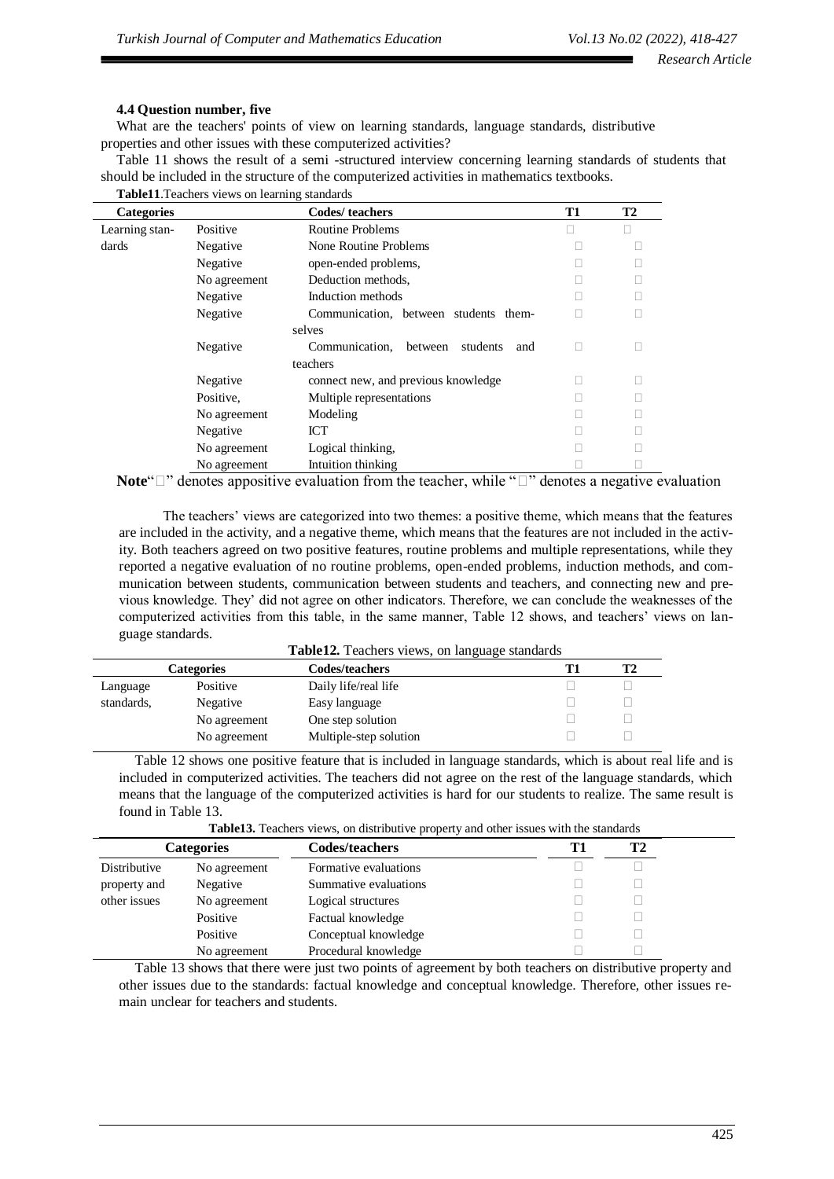### 4.4 Question number, five

What are the teachers' points of view on learning standards, language standards, distributive properties and other issues with these computerized activities?

Table 11 shows the result of a semi -structured interview concerning learning standards of students that should be included in the structure of the computerized activities in mathematics textbooks.

**Table11**.Teachers views on learning standards

| Categories | | Codes/ teachers | T1 | T2 |
|---|---|---|---|---|
| Learning standards | Positive | Routine Problems | □ | □ |
| | Negative | None Routine Problems | □ | □ |
| | Negative | open-ended problems, | □ | □ |
| | No agreement | Deduction methods, | □ | □ |
| | Negative | Induction methods | □ | □ |
| | Negative | Communication, between students themselves | □ | □ |
| | Negative | Communication, between students and teachers | □ | □ |
| | Negative | connect new, and previous knowledge | □ | □ |
| | Positive, | Multiple representations | □ | □ |
| | No agreement | Modeling | □ | □ |
| | Negative | ICT | □ | □ |
| | No agreement | Logical thinking, | □ | □ |
| | No agreement | Intuition thinking | □ | □ |

**Note**"□" denotes appositive evaluation from the teacher, while "□" denotes a negative evaluation

The teachers' views are categorized into two themes: a positive theme, which means that the features are included in the activity, and a negative theme, which means that the features are not included in the activity. Both teachers agreed on two positive features, routine problems and multiple representations, while they reported a negative evaluation of no routine problems, open-ended problems, induction methods, and communication between students, communication between students and teachers, and connecting new and previous knowledge. They' did not agree on other indicators. Therefore, we can conclude the weaknesses of the computerized activities from this table, in the same manner, Table 12 shows, and teachers' views on language standards.

**Table12.** Teachers views, on language standards

| Categories | | Codes/teachers | T1 | T2 |
|---|---|---|---|---|
| Language standards, | Positive | Daily life/real life | □ | □ |
| | Negative | Easy language | □ | □ |
| | No agreement | One step solution | □ | □ |
| | No agreement | Multiple-step solution | □ | □ |

Table 12 shows one positive feature that is included in language standards, which is about real life and is included in computerized activities. The teachers did not agree on the rest of the language standards, which means that the language of the computerized activities is hard for our students to realize. The same result is found in Table 13.

**Table13.** Teachers views, on distributive property and other issues with the standards

| Categories | | Codes/teachers | T1 | T2 |
|---|---|---|---|---|
| Distributive property and other issues | No agreement | Formative evaluations | □ | □ |
| | Negative | Summative evaluations | □ | □ |
| | No agreement | Logical structures | □ | □ |
| | Positive | Factual knowledge | □ | □ |
| | Positive | Conceptual knowledge | □ | □ |
| | No agreement | Procedural knowledge | □ | □ |

Table 13 shows that there were just two points of agreement by both teachers on distributive property and other issues due to the standards: factual knowledge and conceptual knowledge. Therefore, other issues remain unclear for teachers and students.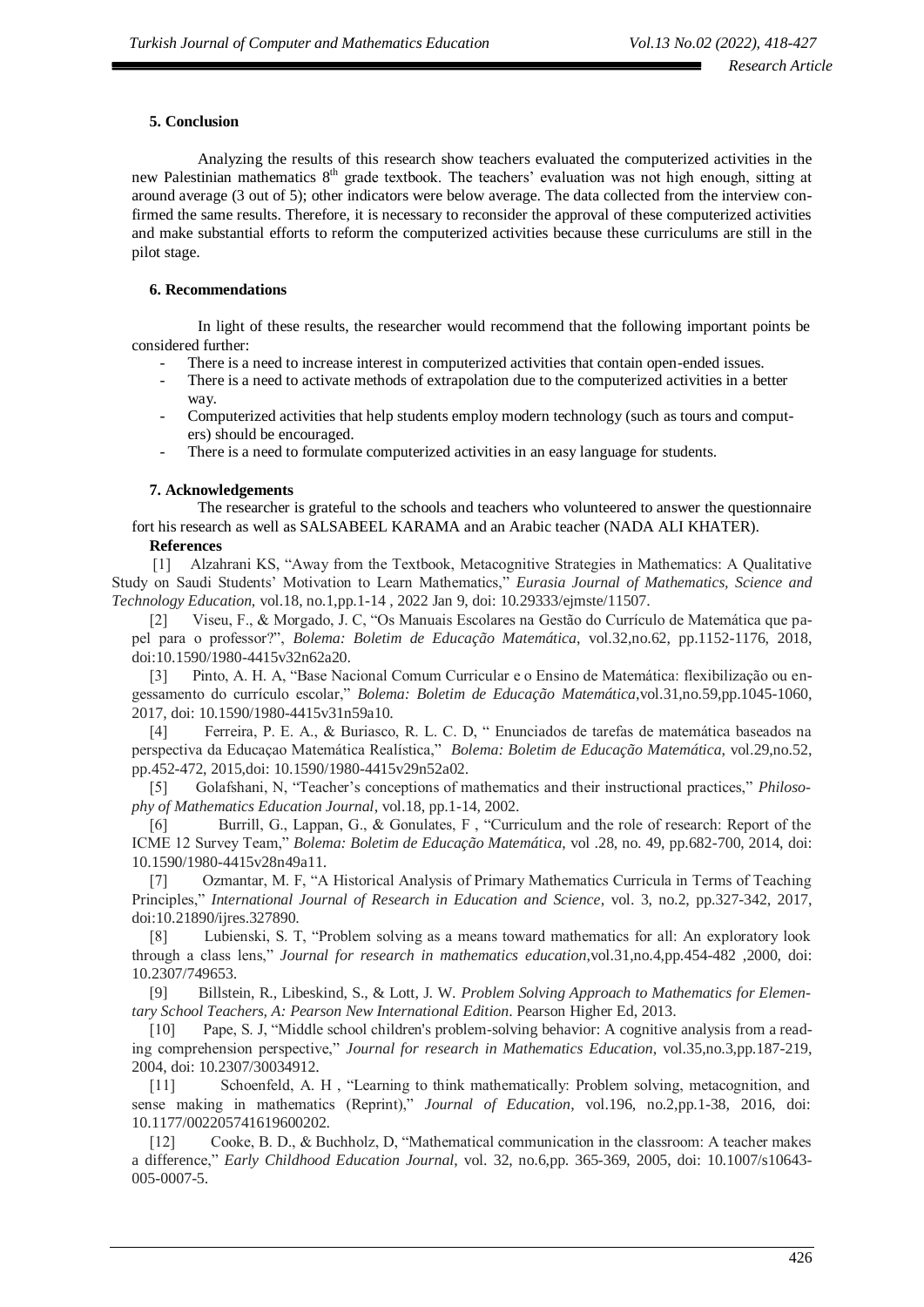## 5. Conclusion

Analyzing the results of this research show teachers evaluated the computerized activities in the new Palestinian mathematics 8th grade textbook. The teachers' evaluation was not high enough, sitting at around average (3 out of 5); other indicators were below average. The data collected from the interview confirmed the same results. Therefore, it is necessary to reconsider the approval of these computerized activities and make substantial efforts to reform the computerized activities because these curriculums are still in the pilot stage.

## 6. Recommendations

In light of these results, the researcher would recommend that the following important points be considered further:

- There is a need to increase interest in computerized activities that contain open-ended issues.
- There is a need to activate methods of extrapolation due to the computerized activities in a better way.
- Computerized activities that help students employ modern technology (such as tours and computers) should be encouraged.
- There is a need to formulate computerized activities in an easy language for students.

## 7. Acknowledgements

The researcher is grateful to the schools and teachers who volunteered to answer the questionnaire fort his research as well as SALSABEEL KARAMA and an Arabic teacher (NADA ALI KHATER).

**References**

[1] Alzahrani KS, "Away from the Textbook, Metacognitive Strategies in Mathematics: A Qualitative Study on Saudi Students' Motivation to Learn Mathematics," *Eurasia Journal of Mathematics, Science and Technology Education,* vol.18, no.1,pp.1-14 , 2022 Jan 9, doi: 10.29333/ejmste/11507.

[2] Viseu, F., & Morgado, J. C, "Os Manuais Escolares na Gestão do Currículo de Matemática que papel para o professor?", *Bolema: Boletim de Educação Matemática*, vol.32,no.62, pp.1152-1176, 2018, doi:10.1590/1980-4415v32n62a20.

[3] Pinto, A. H. A, "Base Nacional Comum Curricular e o Ensino de Matemática: flexibilização ou engessamento do currículo escolar," *Bolema: Boletim de Educação Matemática*,vol.31,no.59,pp.1045-1060, 2017, doi: 10.1590/1980-4415v31n59a10.

[4] Ferreira, P. E. A., & Buriasco, R. L. C. D, " Enunciados de tarefas de matemática baseados na perspectiva da Educaçao Matemática Realística," *Bolema: Boletim de Educação Matemática*, vol.29,no.52, pp.452-472, 2015,doi: 10.1590/1980-4415v29n52a02.

[5] Golafshani, N, "Teacher's conceptions of mathematics and their instructional practices," *Philosophy of Mathematics Education Journal*, vol.18, pp.1-14, 2002.

[6] Burrill, G., Lappan, G., & Gonulates, F , "Curriculum and the role of research: Report of the ICME 12 Survey Team," *Bolema: Boletim de Educação Matemática*, vol .28, no. 49, pp.682-700, 2014, doi: 10.1590/1980-4415v28n49a11.

[7] Ozmantar, M. F, "A Historical Analysis of Primary Mathematics Curricula in Terms of Teaching Principles," *International Journal of Research in Education and Science*, vol. 3, no.2, pp.327-342, 2017, doi:10.21890/ijres.327890.

[8] Lubienski, S. T, "Problem solving as a means toward mathematics for all: An exploratory look through a class lens," *Journal for research in mathematics education*,vol.31,no.4,pp.454-482 ,2000, doi: 10.2307/749653.

[9] Billstein, R., Libeskind, S., & Lott, J. W. *Problem Solving Approach to Mathematics for Elementary School Teachers, A: Pearson New International Edition*. Pearson Higher Ed, 2013.

[10] Pape, S. J, "Middle school children's problem-solving behavior: A cognitive analysis from a reading comprehension perspective," *Journal for research in Mathematics Education*, vol.35,no.3,pp.187-219, 2004, doi: 10.2307/30034912.

[11] Schoenfeld, A. H , "Learning to think mathematically: Problem solving, metacognition, and sense making in mathematics (Reprint)," *Journal of Education*, vol.196, no.2,pp.1-38, 2016, doi: 10.1177/002205741619600202.

[12] Cooke, B. D., & Buchholz, D, "Mathematical communication in the classroom: A teacher makes a difference," *Early Childhood Education Journal*, vol. 32, no.6,pp. 365-369, 2005, doi: 10.1007/s10643-005-0007-5.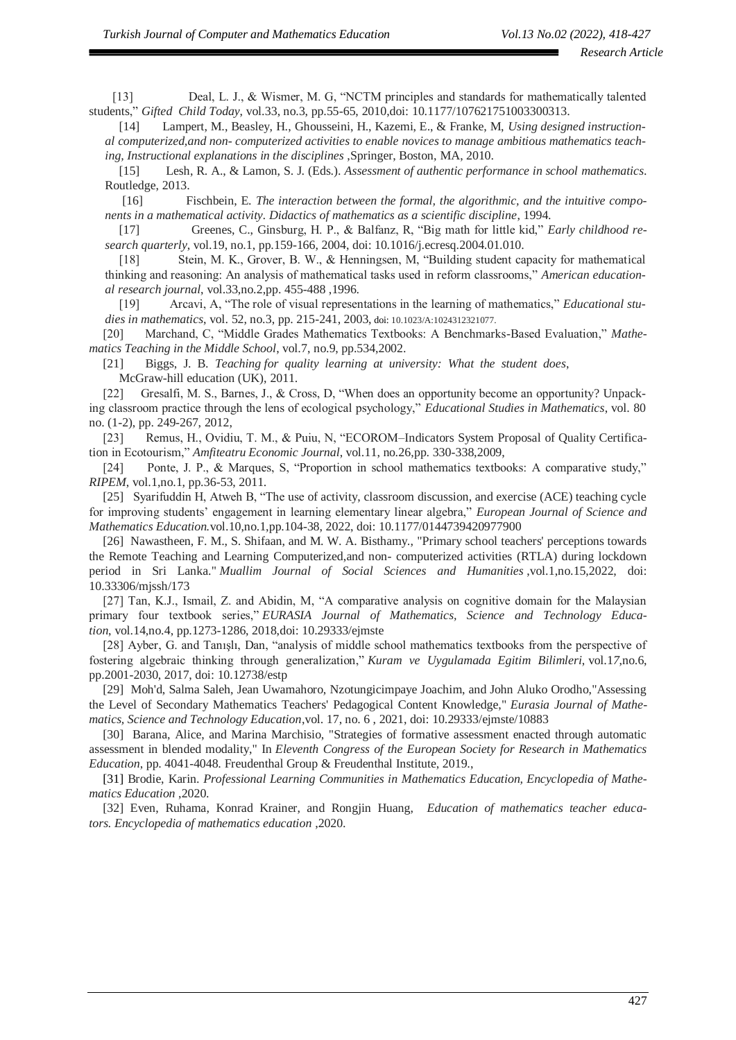[13] Deal, L. J., & Wismer, M. G, "NCTM principles and standards for mathematically talented students," *Gifted Child Today*, vol.33, no.3, pp.55-65, 2010,doi: 10.1177/107621751003300313.

[14] Lampert, M., Beasley, H., Ghousseini, H., Kazemi, E., & Franke, M, *Using designed instructional computerized,and non- computerized activities to enable novices to manage ambitious mathematics teaching, Instructional explanations in the disciplines* ,Springer, Boston, MA, 2010.

[15] Lesh, R. A., & Lamon, S. J. (Eds.). *Assessment of authentic performance in school mathematics*. Routledge, 2013.

[16] Fischbein, E. *The interaction between the formal, the algorithmic, and the intuitive components in a mathematical activity. Didactics of mathematics as a scientific discipline*, 1994.

[17] Greenes, C., Ginsburg, H. P., & Balfanz, R, "Big math for little kid," *Early childhood research quarterly*, vol.19, no.1, pp.159-166, 2004, doi: 10.1016/j.ecresq.2004.01.010.

[18] Stein, M. K., Grover, B. W., & Henningsen, M, "Building student capacity for mathematical thinking and reasoning: An analysis of mathematical tasks used in reform classrooms," *American educational research journal*, vol.33,no.2,pp. 455-488 ,1996.

[19] Arcavi, A, "The role of visual representations in the learning of mathematics," *Educational studies in mathematics*, vol. 52, no.3, pp. 215-241, 2003, doi: 10.1023/A:1024312321077.

[20] Marchand, C, "Middle Grades Mathematics Textbooks: A Benchmarks-Based Evaluation," *Mathematics Teaching in the Middle School*, vol.7, no.9, pp.534,2002.

[21] Biggs, J. B. *Teaching for quality learning at university: What the student does*, McGraw-hill education (UK), 2011.

[22] Gresalfi, M. S., Barnes, J., & Cross, D, "When does an opportunity become an opportunity? Unpacking classroom practice through the lens of ecological psychology," *Educational Studies in Mathematics*, vol. 80 no. (1-2), pp. 249-267, 2012,

[23] Remus, H., Ovidiu, T. M., & Puiu, N, "ECOROM–Indicators System Proposal of Quality Certification in Ecotourism," *Amfiteatru Economic Journal*, vol.11, no.26,pp. 330-338,2009,

[24] Ponte, J. P., & Marques, S, "Proportion in school mathematics textbooks: A comparative study," *RIPEM*, vol.1,no.1, pp.36-53, 2011.

[25] Syarifuddin H, Atweh B, "The use of activity, classroom discussion, and exercise (ACE) teaching cycle for improving students' engagement in learning elementary linear algebra," *European Journal of Science and Mathematics Education*.vol.10,no.1,pp.104-38, 2022, doi: 10.1177/0144739420977900

[26] Nawastheen, F. M., S. Shifaan, and M. W. A. Bisthamy., "Primary school teachers' perceptions towards the Remote Teaching and Learning Computerized,and non- computerized activities (RTLA) during lockdown period in Sri Lanka." *Muallim Journal of Social Sciences and Humanities* ,vol.1,no.15,2022, doi: 10.33306/mjssh/173

[27] Tan, K.J., Ismail, Z. and Abidin, M, "A comparative analysis on cognitive domain for the Malaysian primary four textbook series," *EURASIA Journal of Mathematics, Science and Technology Education*, vol.14,no.4, pp.1273-1286, 2018,doi: 10.29333/ejmste

[28] Ayber, G. and Tanışlı, Dan, "analysis of middle school mathematics textbooks from the perspective of fostering algebraic thinking through generalization," *Kuram ve Uygulamada Egitim Bilimleri*, vol.17,no.6, pp.2001-2030, 2017, doi: 10.12738/estp

[29] Moh'd, Salma Saleh, Jean Uwamahoro, Nzotungicimpaye Joachim, and John Aluko Orodho,"Assessing the Level of Secondary Mathematics Teachers' Pedagogical Content Knowledge," *Eurasia Journal of Mathematics, Science and Technology Education*,vol. 17, no. 6 , 2021, doi: 10.29333/ejmste/10883

[30] Barana, Alice, and Marina Marchisio, "Strategies of formative assessment enacted through automatic assessment in blended modality," In *Eleventh Congress of the European Society for Research in Mathematics Education*, pp. 4041-4048. Freudenthal Group & Freudenthal Institute, 2019.,

[31] Brodie, Karin. *Professional Learning Communities in Mathematics Education, Encyclopedia of Mathematics Education* ,2020.

[32] Even, Ruhama, Konrad Krainer, and Rongjin Huang, *Education of mathematics teacher educators. Encyclopedia of mathematics education* ,2020.